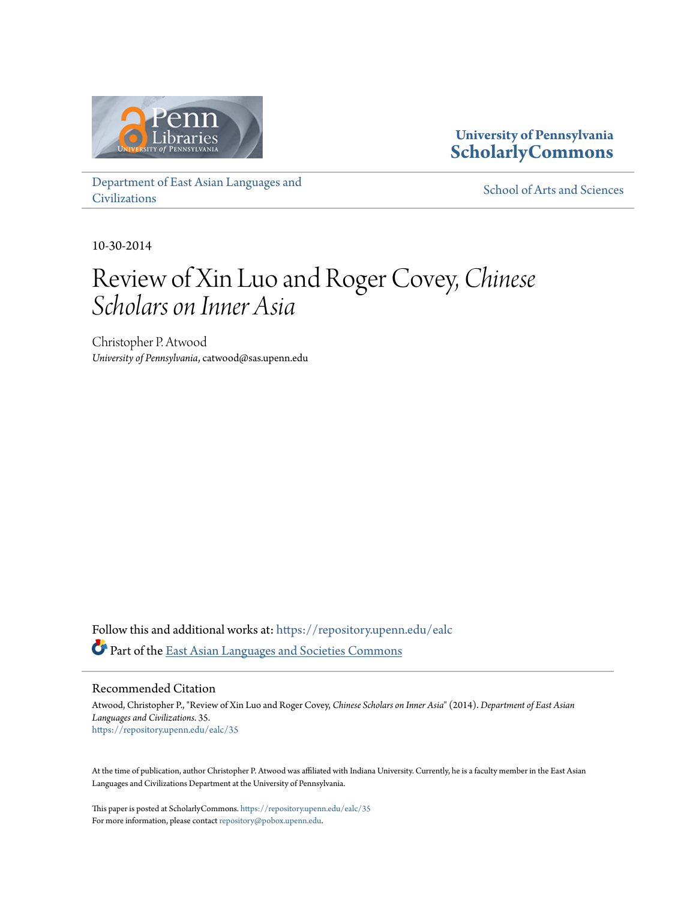University of Pennsylvania
**ScholarlyCommons**

Department of East Asian Languages and Civilizations

School of Arts and Sciences

10-30-2014

# Review of Xin Luo and Roger Covey, *Chinese Scholars on Inner Asia*

Christopher P. Atwood
*University of Pennsylvania*, catwood@sas.upenn.edu

Follow this and additional works at: https://repository.upenn.edu/ealc

Part of the East Asian Languages and Societies Commons

## Recommended Citation

Atwood, Christopher P., "Review of Xin Luo and Roger Covey, *Chinese Scholars on Inner Asia*" (2014). *Department of East Asian Languages and Civilizations*. 35.
https://repository.upenn.edu/ealc/35

At the time of publication, author Christopher P. Atwood was affiliated with Indiana University. Currently, he is a faculty member in the East Asian Languages and Civilizations Department at the University of Pennsylvania.

This paper is posted at ScholarlyCommons. https://repository.upenn.edu/ealc/35
For more information, please contact repository@pobox.upenn.edu.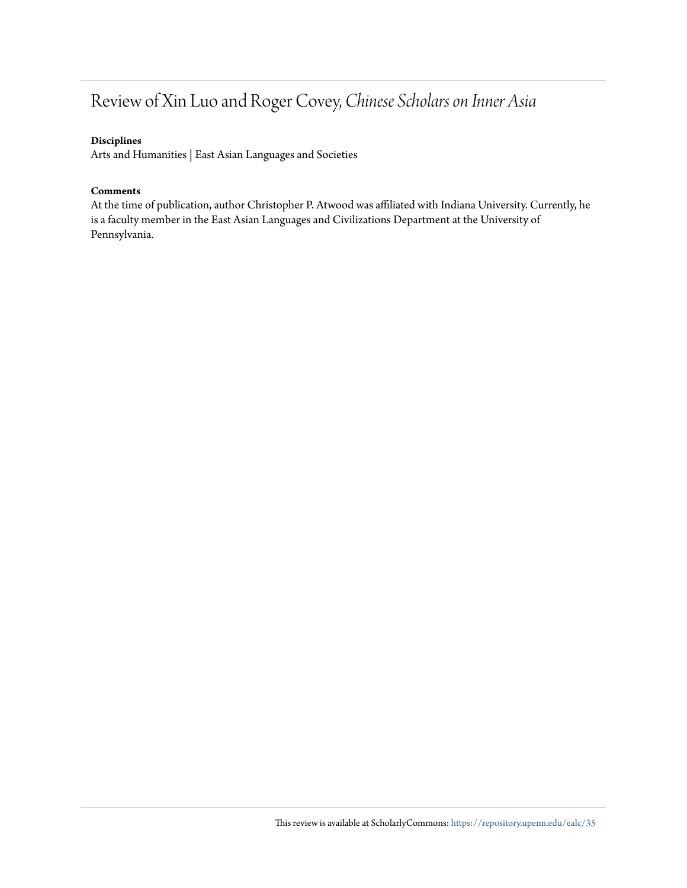# Review of Xin Luo and Roger Covey, *Chinese Scholars on Inner Asia*

**Disciplines**

Arts and Humanities | East Asian Languages and Societies

**Comments**

At the time of publication, author Christopher P. Atwood was affiliated with Indiana University. Currently, he is a faculty member in the East Asian Languages and Civilizations Department at the University of Pennsylvania.

This review is available at ScholarlyCommons: https://repository.upenn.edu/ealc/35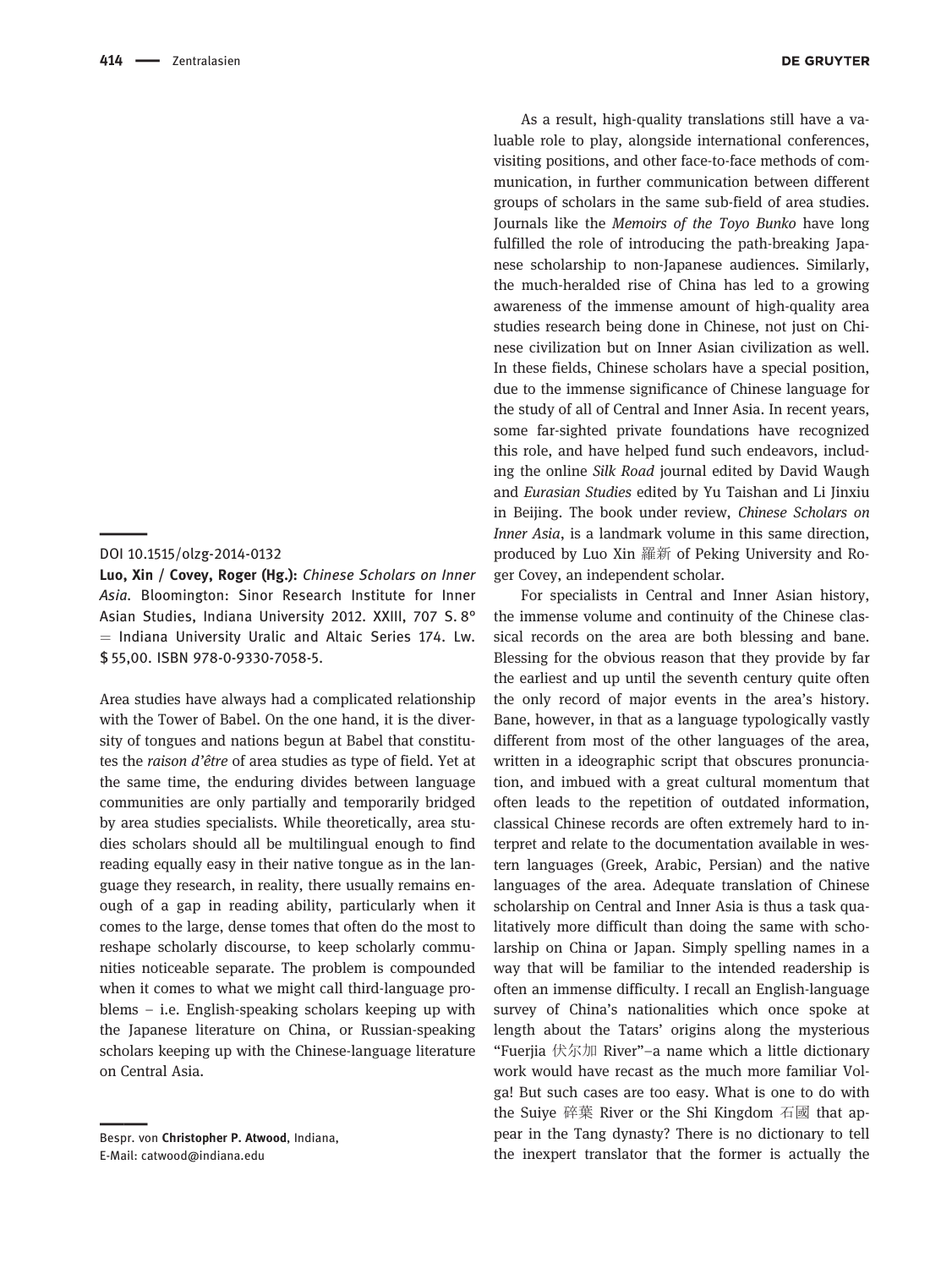DOI 10.1515/olzg-2014-0132

**Luo, Xin / Covey, Roger (Hg.):** *Chinese Scholars on Inner Asia*. Bloomington: Sinor Research Institute for Inner Asian Studies, Indiana University 2012. XXIII, 707 S. 8° = Indiana University Uralic and Altaic Series 174. Lw. $ 55,00. ISBN 978-0-9330-7058-5.

Area studies have always had a complicated relationship with the Tower of Babel. On the one hand, it is the diversity of tongues and nations begun at Babel that constitutes the *raison d'être* of area studies as type of field. Yet at the same time, the enduring divides between language communities are only partially and temporarily bridged by area studies specialists. While theoretically, area studies scholars should all be multilingual enough to find reading equally easy in their native tongue as in the language they research, in reality, there usually remains enough of a gap in reading ability, particularly when it comes to the large, dense tomes that often do the most to reshape scholarly discourse, to keep scholarly communities noticeable separate. The problem is compounded when it comes to what we might call third-language problems – i.e. English-speaking scholars keeping up with the Japanese literature on China, or Russian-speaking scholars keeping up with the Chinese-language literature on Central Asia.

As a result, high-quality translations still have a valuable role to play, alongside international conferences, visiting positions, and other face-to-face methods of communication, in further communication between different groups of scholars in the same sub-field of area studies. Journals like the *Memoirs of the Toyo Bunko* have long fulfilled the role of introducing the path-breaking Japanese scholarship to non-Japanese audiences. Similarly, the much-heralded rise of China has led to a growing awareness of the immense amount of high-quality area studies research being done in Chinese, not just on Chinese civilization but on Inner Asian civilization as well. In these fields, Chinese scholars have a special position, due to the immense significance of Chinese language for the study of all of Central and Inner Asia. In recent years, some far-sighted private foundations have recognized this role, and have helped fund such endeavors, including the online *Silk Road* journal edited by David Waugh and *Eurasian Studies* edited by Yu Taishan and Li Jinxiu in Beijing. The book under review, *Chinese Scholars on Inner Asia*, is a landmark volume in this same direction, produced by Luo Xin 羅新 of Peking University and Roger Covey, an independent scholar.

For specialists in Central and Inner Asian history, the immense volume and continuity of the Chinese classical records on the area are both blessing and bane. Blessing for the obvious reason that they provide by far the earliest and up until the seventh century quite often the only record of major events in the area's history. Bane, however, in that as a language typologically vastly different from most of the other languages of the area, written in a ideographic script that obscures pronunciation, and imbued with a great cultural momentum that often leads to the repetition of outdated information, classical Chinese records are often extremely hard to interpret and relate to the documentation available in western languages (Greek, Arabic, Persian) and the native languages of the area. Adequate translation of Chinese scholarship on Central and Inner Asia is thus a task qualitatively more difficult than doing the same with scholarship on China or Japan. Simply spelling names in a way that will be familiar to the intended readership is often an immense difficulty. I recall an English-language survey of China's nationalities which once spoke at length about the Tatars' origins along the mysterious "Fuerjia 伏尔加 River"–a name which a little dictionary work would have recast as the much more familiar Volga! But such cases are too easy. What is one to do with the Suiye 碎葉 River or the Shi Kingdom 石國 that appear in the Tang dynasty? There is no dictionary to tell the inexpert translator that the former is actually the

Bespr. von **Christopher P. Atwood**, Indiana,
E-Mail: catwood@indiana.edu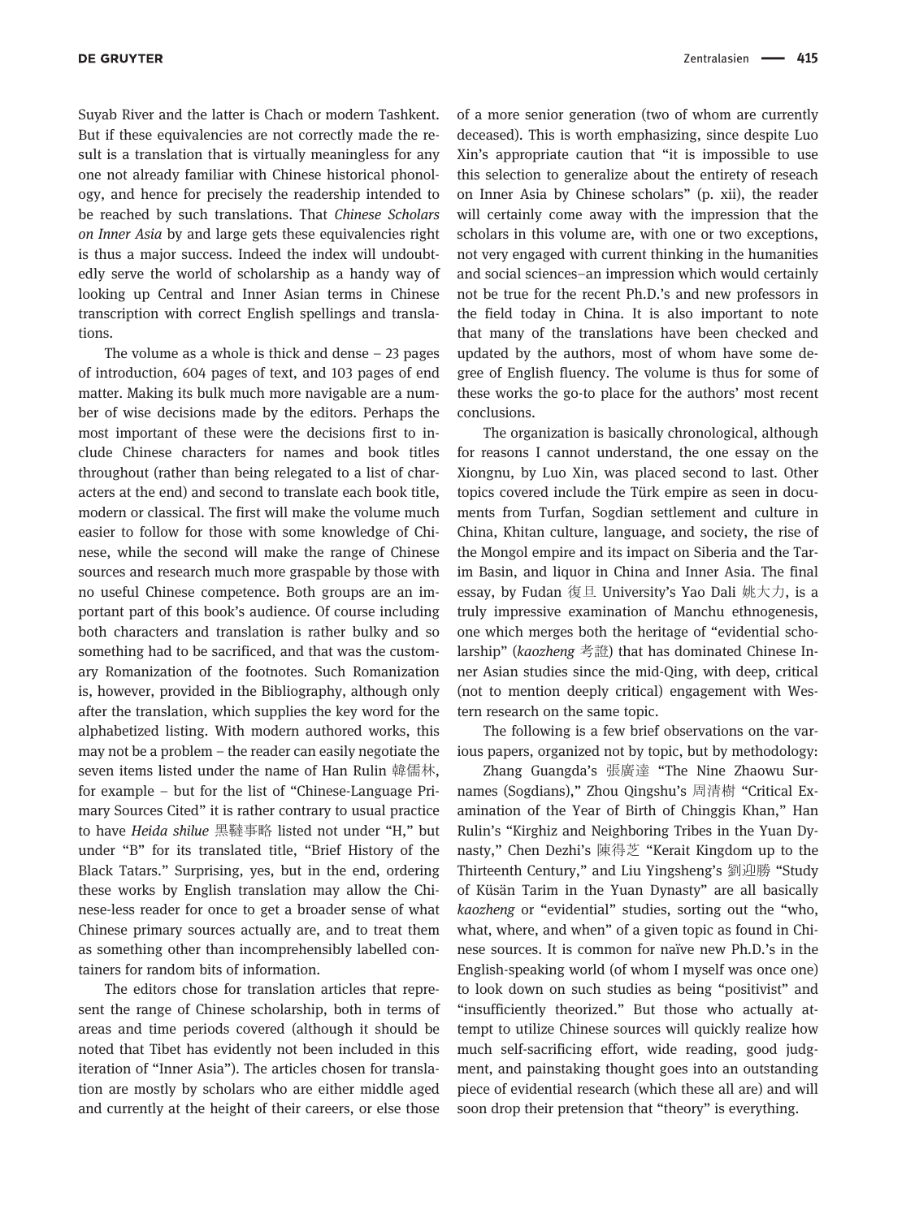Suyab River and the latter is Chach or modern Tashkent. But if these equivalencies are not correctly made the result is a translation that is virtually meaningless for any one not already familiar with Chinese historical phonology, and hence for precisely the readership intended to be reached by such translations. That *Chinese Scholars on Inner Asia* by and large gets these equivalencies right is thus a major success. Indeed the index will undoubtedly serve the world of scholarship as a handy way of looking up Central and Inner Asian terms in Chinese transcription with correct English spellings and translations.

The volume as a whole is thick and dense – 23 pages of introduction, 604 pages of text, and 103 pages of end matter. Making its bulk much more navigable are a number of wise decisions made by the editors. Perhaps the most important of these were the decisions first to include Chinese characters for names and book titles throughout (rather than being relegated to a list of characters at the end) and second to translate each book title, modern or classical. The first will make the volume much easier to follow for those with some knowledge of Chinese, while the second will make the range of Chinese sources and research much more graspable by those with no useful Chinese competence. Both groups are an important part of this book's audience. Of course including both characters and translation is rather bulky and so something had to be sacrificed, and that was the customary Romanization of the footnotes. Such Romanization is, however, provided in the Bibliography, although only after the translation, which supplies the key word for the alphabetized listing. With modern authored works, this may not be a problem – the reader can easily negotiate the seven items listed under the name of Han Rulin 韓儒林, for example – but for the list of "Chinese-Language Primary Sources Cited" it is rather contrary to usual practice to have *Heida shilue* 黑韃事略 listed not under "H," but under "B" for its translated title, "Brief History of the Black Tatars." Surprising, yes, but in the end, ordering these works by English translation may allow the Chinese-less reader for once to get a broader sense of what Chinese primary sources actually are, and to treat them as something other than incomprehensibly labelled containers for random bits of information.

The editors chose for translation articles that represent the range of Chinese scholarship, both in terms of areas and time periods covered (although it should be noted that Tibet has evidently not been included in this iteration of "Inner Asia"). The articles chosen for translation are mostly by scholars who are either middle aged and currently at the height of their careers, or else those of a more senior generation (two of whom are currently deceased). This is worth emphasizing, since despite Luo Xin's appropriate caution that "it is impossible to use this selection to generalize about the entirety of reseach on Inner Asia by Chinese scholars" (p. xii), the reader will certainly come away with the impression that the scholars in this volume are, with one or two exceptions, not very engaged with current thinking in the humanities and social sciences–an impression which would certainly not be true for the recent Ph.D.'s and new professors in the field today in China. It is also important to note that many of the translations have been checked and updated by the authors, most of whom have some degree of English fluency. The volume is thus for some of these works the go-to place for the authors' most recent conclusions.

The organization is basically chronological, although for reasons I cannot understand, the one essay on the Xiongnu, by Luo Xin, was placed second to last. Other topics covered include the Türk empire as seen in documents from Turfan, Sogdian settlement and culture in China, Khitan culture, language, and society, the rise of the Mongol empire and its impact on Siberia and the Tarim Basin, and liquor in China and Inner Asia. The final essay, by Fudan 復旦 University's Yao Dali 姚大力, is a truly impressive examination of Manchu ethnogenesis, one which merges both the heritage of "evidential scholarship" (*kaozheng* 考證) that has dominated Chinese Inner Asian studies since the mid-Qing, with deep, critical (not to mention deeply critical) engagement with Western research on the same topic.

The following is a few brief observations on the various papers, organized not by topic, but by methodology:

Zhang Guangda's 張廣達 "The Nine Zhaowu Surnames (Sogdians)," Zhou Qingshu's 周清樹 "Critical Examination of the Year of Birth of Chinggis Khan," Han Rulin's "Kirghiz and Neighboring Tribes in the Yuan Dynasty," Chen Dezhi's 陳得芝 "Kerait Kingdom up to the Thirteenth Century," and Liu Yingsheng's 劉迎勝 "Study of Küsän Tarim in the Yuan Dynasty" are all basically *kaozheng* or "evidential" studies, sorting out the "who, what, where, and when" of a given topic as found in Chinese sources. It is common for naïve new Ph.D.'s in the English-speaking world (of whom I myself was once one) to look down on such studies as being "positivist" and "insufficiently theorized." But those who actually attempt to utilize Chinese sources will quickly realize how much self-sacrificing effort, wide reading, good judgment, and painstaking thought goes into an outstanding piece of evidential research (which these all are) and will soon drop their pretension that "theory" is everything.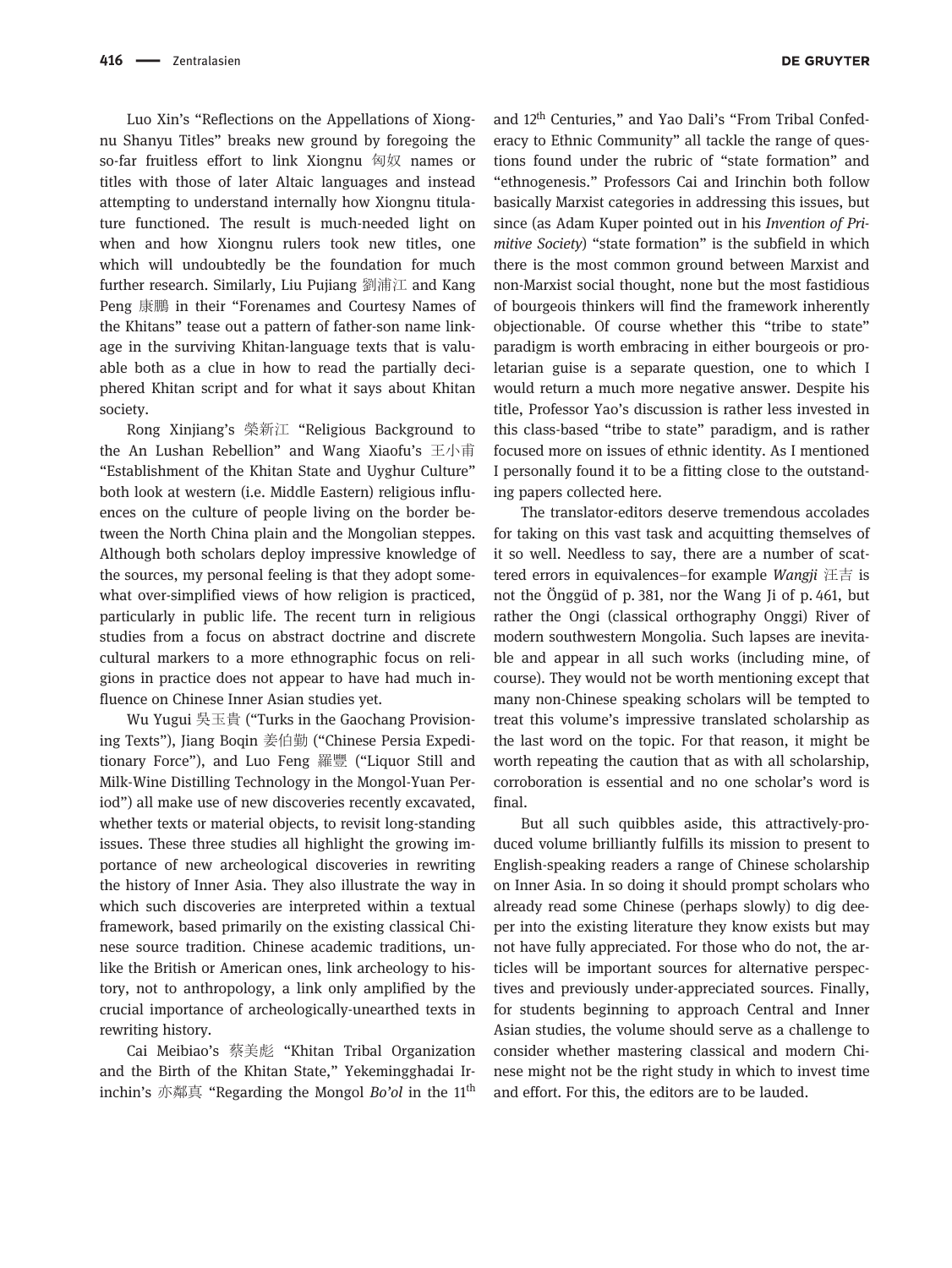Luo Xin's "Reflections on the Appellations of Xiongnu Shanyu Titles" breaks new ground by foregoing the so-far fruitless effort to link Xiongnu 匈奴 names or titles with those of later Altaic languages and instead attempting to understand internally how Xiongnu titulature functioned. The result is much-needed light on when and how Xiongnu rulers took new titles, one which will undoubtedly be the foundation for much further research. Similarly, Liu Pujiang 劉浦江 and Kang Peng 康鵬 in their "Forenames and Courtesy Names of the Khitans" tease out a pattern of father-son name linkage in the surviving Khitan-language texts that is valuable both as a clue in how to read the partially deciphered Khitan script and for what it says about Khitan society.

Rong Xinjiang's 榮新江 "Religious Background to the An Lushan Rebellion" and Wang Xiaofu's 王小甫 "Establishment of the Khitan State and Uyghur Culture" both look at western (i.e. Middle Eastern) religious influences on the culture of people living on the border between the North China plain and the Mongolian steppes. Although both scholars deploy impressive knowledge of the sources, my personal feeling is that they adopt somewhat over-simplified views of how religion is practiced, particularly in public life. The recent turn in religious studies from a focus on abstract doctrine and discrete cultural markers to a more ethnographic focus on religions in practice does not appear to have had much influence on Chinese Inner Asian studies yet.

Wu Yugui 吳玉貴 ("Turks in the Gaochang Provisioning Texts"), Jiang Boqin 姜伯勤 ("Chinese Persia Expeditionary Force"), and Luo Feng 羅豐 ("Liquor Still and Milk-Wine Distilling Technology in the Mongol-Yuan Period") all make use of new discoveries recently excavated, whether texts or material objects, to revisit long-standing issues. These three studies all highlight the growing importance of new archeological discoveries in rewriting the history of Inner Asia. They also illustrate the way in which such discoveries are interpreted within a textual framework, based primarily on the existing classical Chinese source tradition. Chinese academic traditions, unlike the British or American ones, link archeology to history, not to anthropology, a link only amplified by the crucial importance of archeologically-unearthed texts in rewriting history.

Cai Meibiao's 蔡美彪 "Khitan Tribal Organization and the Birth of the Khitan State," Yekemingghadai Irinchin's 亦鄰真 "Regarding the Mongol *Bo'ol* in the 11th and 12th Centuries," and Yao Dali's "From Tribal Confederacy to Ethnic Community" all tackle the range of questions found under the rubric of "state formation" and "ethnogenesis." Professors Cai and Irinchin both follow basically Marxist categories in addressing this issues, but since (as Adam Kuper pointed out in his *Invention of Primitive Society*) "state formation" is the subfield in which there is the most common ground between Marxist and non-Marxist social thought, none but the most fastidious of bourgeois thinkers will find the framework inherently objectionable. Of course whether this "tribe to state" paradigm is worth embracing in either bourgeois or proletarian guise is a separate question, one to which I would return a much more negative answer. Despite his title, Professor Yao's discussion is rather less invested in this class-based "tribe to state" paradigm, and is rather focused more on issues of ethnic identity. As I mentioned I personally found it to be a fitting close to the outstanding papers collected here.

The translator-editors deserve tremendous accolades for taking on this vast task and acquitting themselves of it so well. Needless to say, there are a number of scattered errors in equivalences–for example *Wangji* 汪吉 is not the Önggüd of p. 381, nor the Wang Ji of p. 461, but rather the Ongi (classical orthography Onggi) River of modern southwestern Mongolia. Such lapses are inevitable and appear in all such works (including mine, of course). They would not be worth mentioning except that many non-Chinese speaking scholars will be tempted to treat this volume's impressive translated scholarship as the last word on the topic. For that reason, it might be worth repeating the caution that as with all scholarship, corroboration is essential and no one scholar's word is final.

But all such quibbles aside, this attractively-produced volume brilliantly fulfills its mission to present to English-speaking readers a range of Chinese scholarship on Inner Asia. In so doing it should prompt scholars who already read some Chinese (perhaps slowly) to dig deeper into the existing literature they know exists but may not have fully appreciated. For those who do not, the articles will be important sources for alternative perspectives and previously under-appreciated sources. Finally, for students beginning to approach Central and Inner Asian studies, the volume should serve as a challenge to consider whether mastering classical and modern Chinese might not be the right study in which to invest time and effort. For this, the editors are to be lauded.